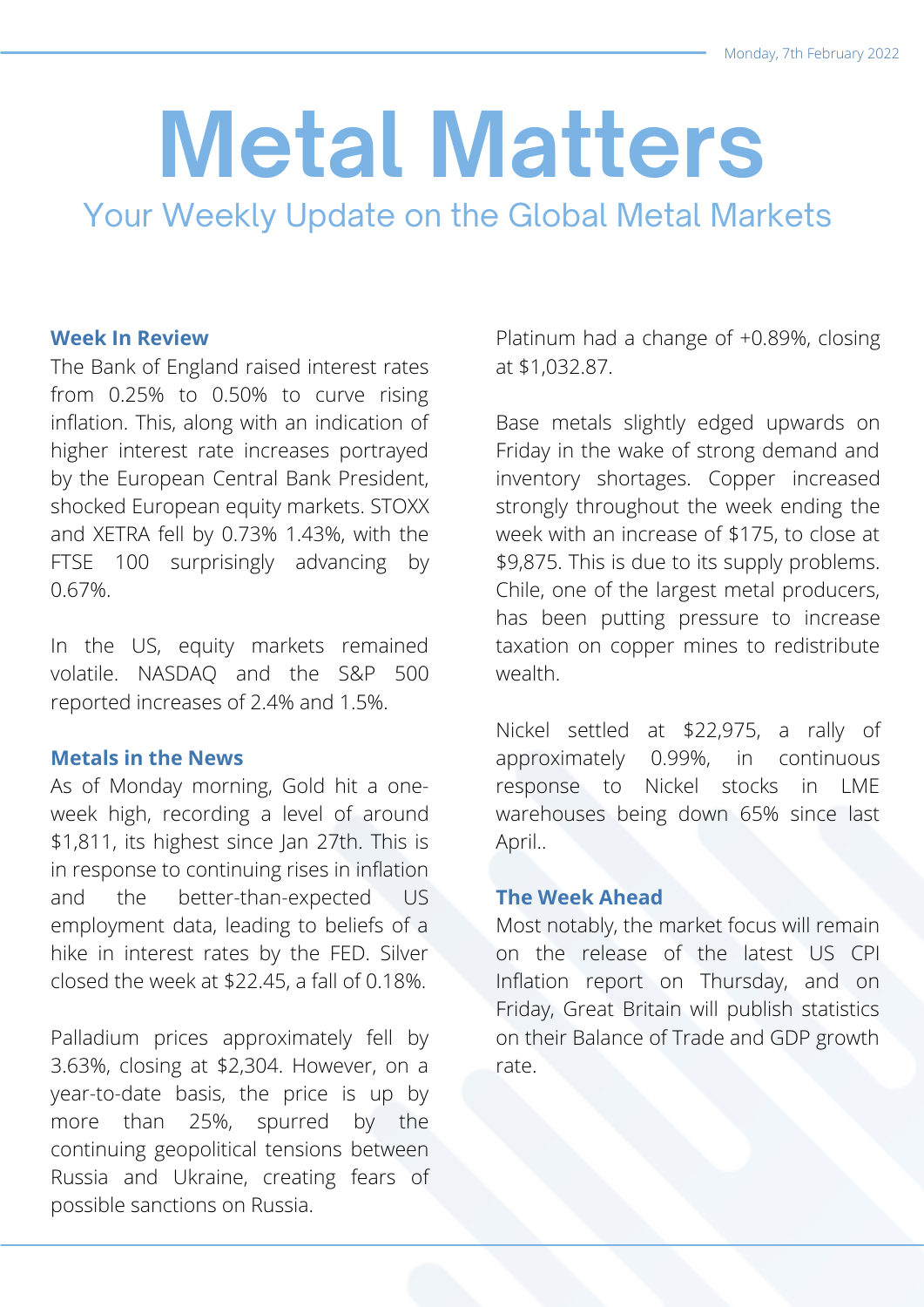Monday, 7th February 2022

# Metal Matters

## Your Weekly Update on the Global Metal Markets

### Week In Review

The Bank of England raised interest rates from 0.25% to 0.50% to curve rising inflation. This, along with an indication of higher interest rate increases portrayed by the European Central Bank President, shocked European equity markets. STOXX and XETRA fell by 0.73% 1.43%, with the FTSE 100 surprisingly advancing by 0.67%.

In the US, equity markets remained volatile. NASDAQ and the S&P 500 reported increases of 2.4% and 1.5%.

### Metals in the News

As of Monday morning, Gold hit a one-week high, recording a level of around $1,811, its highest since Jan 27th. This is in response to continuing rises in inflation and the better-than-expected US employment data, leading to beliefs of a hike in interest rates by the FED. Silver closed the week at $22.45, a fall of 0.18%.

Palladium prices approximately fell by 3.63%, closing at $2,304. However, on a year-to-date basis, the price is up by more than 25%, spurred by the continuing geopolitical tensions between Russia and Ukraine, creating fears of possible sanctions on Russia.

Platinum had a change of +0.89%, closing at $1,032.87.

Base metals slightly edged upwards on Friday in the wake of strong demand and inventory shortages. Copper increased strongly throughout the week ending the week with an increase of $175, to close at $9,875. This is due to its supply problems. Chile, one of the largest metal producers, has been putting pressure to increase taxation on copper mines to redistribute wealth.

Nickel settled at $22,975, a rally of approximately 0.99%, in continuous response to Nickel stocks in LME warehouses being down 65% since last April..

### The Week Ahead

Most notably, the market focus will remain on the release of the latest US CPI Inflation report on Thursday, and on Friday, Great Britain will publish statistics on their Balance of Trade and GDP growth rate.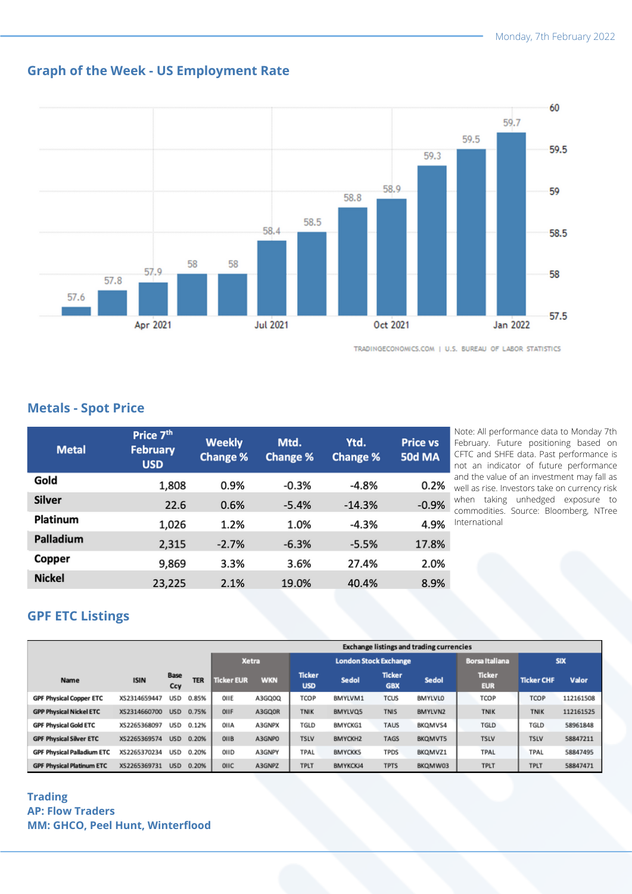## Graph of the Week - US Employment Rate

TRADINGECONOMICS.COM | U.S. BUREAU OF LABOR STATISTICS

## Metals - Spot Price

| Metal | Price 7th February USD | Weekly Change % | Mtd. Change % | Ytd. Change % | Price vs 50d MA |
|---|---|---|---|---|---|
| Gold | 1,808 | 0.9% | -0.3% | -4.8% | 0.2% |
| Silver | 22.6 | 0.6% | -5.4% | -14.3% | -0.9% |
| Platinum | 1,026 | 1.2% | 1.0% | -4.3% | 4.9% |
| Palladium | 2,315 | -2.7% | -6.3% | -5.5% | 17.8% |
| Copper | 9,869 | 3.3% | 3.6% | 27.4% | 2.0% |
| Nickel | 23,225 | 2.1% | 19.0% | 40.4% | 8.9% |

Note: All performance data to Monday 7th February. Future positioning based on CFTC and SHFE data. Past performance is not an indicator of future performance and the value of an investment may fall as well as rise. Investors take on currency risk when taking unhedged exposure to commodities. Source: Bloomberg, NTree International

## GPF ETC Listings

| | | | | Exchange listings and trading currencies | | | | | | | | | |
|---|---|---|---|---|---|---|---|---|---|---|---|---|---|
| | | | | Xetra | | London Stock Exchange | | | | Borsa Italiana | SIX | |
| Name | ISIN | Base Ccy | TER | Ticker EUR | WKN | Ticker USD | Sedol | Ticker GBX | Sedol | Ticker EUR | Ticker CHF | Valor |
| GPF Physical Copper ETC | XS2314659447 | USD | 0.85% | OIIE | A3GQ0Q | TCOP | BMYLVM1 | TCUS | BMYLVL0 | TCOP | TCOP | 112161508 |
| GPF Physical Nickel ETC | XS2314660700 | USD | 0.75% | OIIF | A3GQ0R | TNIK | BMYLVQ5 | TNIS | BMYLVN2 | TNIK | TNIK | 112161525 |
| GPF Physical Gold ETC | XS2265368097 | USD | 0.12% | OIIA | A3GNPX | TGLD | BMYCKG1 | TAUS | BKQMVS4 | TGLD | TGLD | 58961848 |
| GPF Physical Silver ETC | XS2265369574 | USD | 0.20% | OIIB | A3GNP0 | TSLV | BMYCKH2 | TAGS | BKQMVT5 | TSLV | TSLV | 58847211 |
| GPF Physical Palladium ETC | XS2265370234 | USD | 0.20% | OIID | A3GNPY | TPAL | BMYCKK5 | TPDS | BKQMVZ1 | TPAL | TPAL | 58847495 |
| GPF Physical Platinum ETC | XS2265369731 | USD | 0.20% | OIIC | A3GNPZ | TPLT | BMYKCKJ4 | TPTS | BKQMW03 | TPLT | TPLT | 58847471 |

**Trading**
**AP: Flow Traders**
**MM: GHCO, Peel Hunt, Winterflood**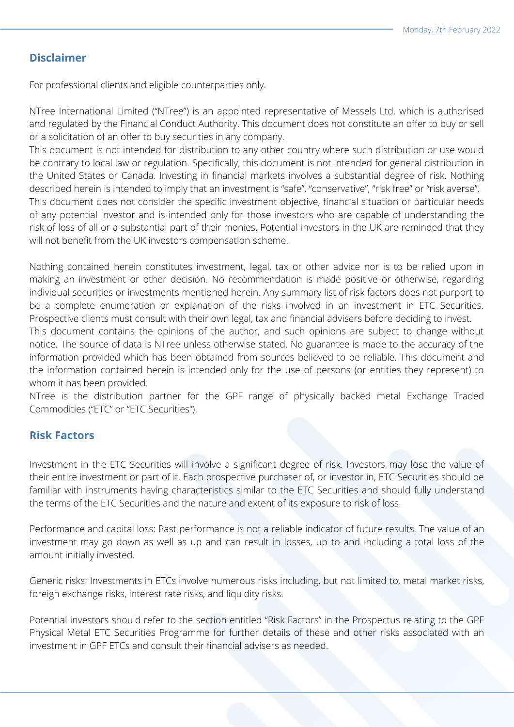## Disclaimer

For professional clients and eligible counterparties only.

NTree International Limited ("NTree") is an appointed representative of Messels Ltd. which is authorised and regulated by the Financial Conduct Authority. This document does not constitute an offer to buy or sell or a solicitation of an offer to buy securities in any company.

This document is not intended for distribution to any other country where such distribution or use would be contrary to local law or regulation. Specifically, this document is not intended for general distribution in the United States or Canada. Investing in financial markets involves a substantial degree of risk. Nothing described herein is intended to imply that an investment is "safe", "conservative", "risk free" or "risk averse".

This document does not consider the specific investment objective, financial situation or particular needs of any potential investor and is intended only for those investors who are capable of understanding the risk of loss of all or a substantial part of their monies. Potential investors in the UK are reminded that they will not benefit from the UK investors compensation scheme.

Nothing contained herein constitutes investment, legal, tax or other advice nor is to be relied upon in making an investment or other decision. No recommendation is made positive or otherwise, regarding individual securities or investments mentioned herein. Any summary list of risk factors does not purport to be a complete enumeration or explanation of the risks involved in an investment in ETC Securities. Prospective clients must consult with their own legal, tax and financial advisers before deciding to invest.

This document contains the opinions of the author, and such opinions are subject to change without notice. The source of data is NTree unless otherwise stated. No guarantee is made to the accuracy of the information provided which has been obtained from sources believed to be reliable. This document and the information contained herein is intended only for the use of persons (or entities they represent) to whom it has been provided.

NTree is the distribution partner for the GPF range of physically backed metal Exchange Traded Commodities ("ETC" or "ETC Securities").

## Risk Factors

Investment in the ETC Securities will involve a significant degree of risk. Investors may lose the value of their entire investment or part of it. Each prospective purchaser of, or investor in, ETC Securities should be familiar with instruments having characteristics similar to the ETC Securities and should fully understand the terms of the ETC Securities and the nature and extent of its exposure to risk of loss.

Performance and capital loss: Past performance is not a reliable indicator of future results. The value of an investment may go down as well as up and can result in losses, up to and including a total loss of the amount initially invested.

Generic risks: Investments in ETCs involve numerous risks including, but not limited to, metal market risks, foreign exchange risks, interest rate risks, and liquidity risks.

Potential investors should refer to the section entitled "Risk Factors" in the Prospectus relating to the GPF Physical Metal ETC Securities Programme for further details of these and other risks associated with an investment in GPF ETCs and consult their financial advisers as needed.